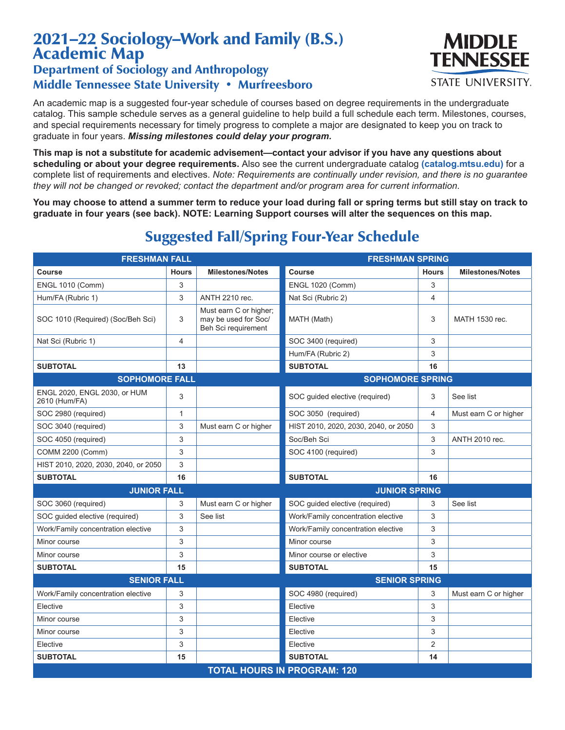# 2021–22 Sociology–Work and Family (B.S.) Academic Map

## Department of Sociology and Anthropology

## Middle Tennessee State University • Murfreesboro

An academic map is a suggested four-year schedule of courses based on degree requirements in the undergraduate catalog. This sample schedule serves as a general guideline to help build a full schedule each term. Milestones, courses, and special requirements necessary for timely progress to complete a major are designated to keep you on track to graduate in four years. ***Missing milestones could delay your program.***

**This map is not a substitute for academic advisement—contact your advisor if you have any questions about scheduling or about your degree requirements.** Also see the current undergraduate catalog **(catalog.mtsu.edu)** for a complete list of requirements and electives. *Note: Requirements are continually under revision, and there is no guarantee they will not be changed or revoked; contact the department and/or program area for current information.*

**You may choose to attend a summer term to reduce your load during fall or spring terms but still stay on track to graduate in four years (see back). NOTE: Learning Support courses will alter the sequences on this map.**

## Suggested Fall/Spring Four-Year Schedule

| FRESHMAN FALL | | | FRESHMAN SPRING | | |
|---|---|---|---|---|---|
| **Course** | **Hours** | **Milestones/Notes** | **Course** | **Hours** | **Milestones/Notes** |
| ENGL 1010 (Comm) | 3 | | ENGL 1020 (Comm) | 3 | |
| Hum/FA (Rubric 1) | 3 | ANTH 2210 rec. | Nat Sci (Rubric 2) | 4 | |
| SOC 1010 (Required) (Soc/Beh Sci) | 3 | Must earn C or higher; may be used for Soc/ Beh Sci requirement | MATH (Math) | 3 | MATH 1530 rec. |
| Nat Sci (Rubric 1) | 4 | | SOC 3400 (required) | 3 | |
| | | | Hum/FA (Rubric 2) | 3 | |
| **SUBTOTAL** | **13** | | **SUBTOTAL** | **16** | |
| **SOPHOMORE FALL** | | | **SOPHOMORE SPRING** | | |
| ENGL 2020, ENGL 2030, or HUM 2610 (Hum/FA) | 3 | | SOC guided elective (required) | 3 | See list |
| SOC 2980 (required) | 1 | | SOC 3050 (required) | 4 | Must earn C or higher |
| SOC 3040 (required) | 3 | Must earn C or higher | HIST 2010, 2020, 2030, 2040, or 2050 | 3 | |
| SOC 4050 (required) | 3 | | Soc/Beh Sci | 3 | ANTH 2010 rec. |
| COMM 2200 (Comm) | 3 | | SOC 4100 (required) | 3 | |
| HIST 2010, 2020, 2030, 2040, or 2050 | 3 | | | | |
| **SUBTOTAL** | **16** | | **SUBTOTAL** | **16** | |
| **JUNIOR FALL** | | | **JUNIOR SPRING** | | |
| SOC 3060 (required) | 3 | Must earn C or higher | SOC guided elective (required) | 3 | See list |
| SOC guided elective (required) | 3 | See list | Work/Family concentration elective | 3 | |
| Work/Family concentration elective | 3 | | Work/Family concentration elective | 3 | |
| Minor course | 3 | | Minor course | 3 | |
| Minor course | 3 | | Minor course or elective | 3 | |
| **SUBTOTAL** | **15** | | **SUBTOTAL** | **15** | |
| **SENIOR FALL** | | | **SENIOR SPRING** | | |
| Work/Family concentration elective | 3 | | SOC 4980 (required) | 3 | Must earn C or higher |
| Elective | 3 | | Elective | 3 | |
| Minor course | 3 | | Elective | 3 | |
| Minor course | 3 | | Elective | 3 | |
| Elective | 3 | | Elective | 2 | |
| **SUBTOTAL** | **15** | | **SUBTOTAL** | **14** | |

**TOTAL HOURS IN PROGRAM: 120**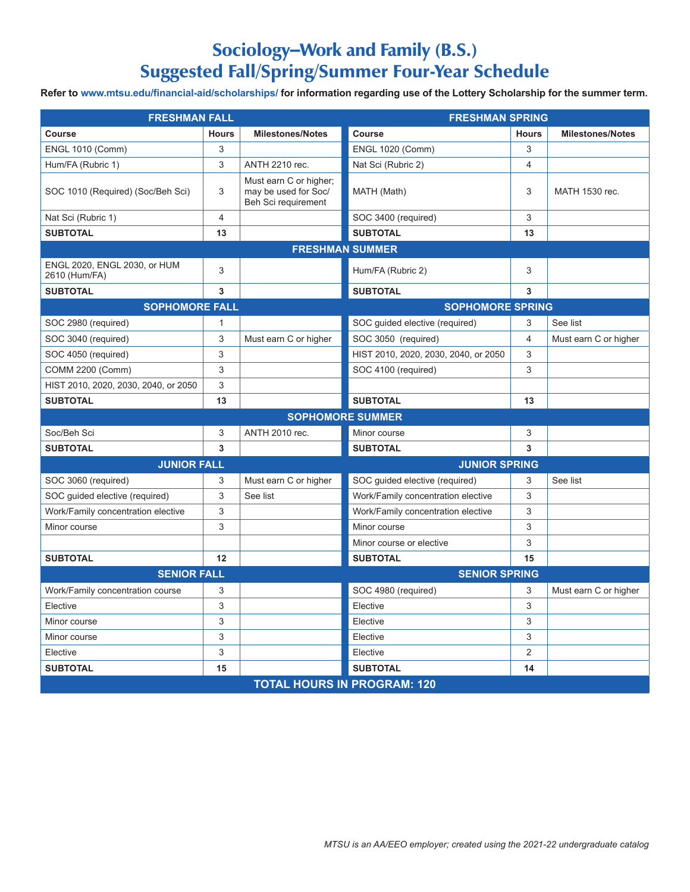# Sociology–Work and Family (B.S.)
# Suggested Fall/Spring/Summer Four-Year Schedule

**Refer to www.mtsu.edu/financial-aid/scholarships/ for information regarding use of the Lottery Scholarship for the summer term.**

| FRESHMAN FALL | | | FRESHMAN SPRING | | |
|---|---|---|---|---|---|
| **Course** | **Hours** | **Milestones/Notes** | **Course** | **Hours** | **Milestones/Notes** |
| ENGL 1010 (Comm) | 3 | | ENGL 1020 (Comm) | 3 | |
| Hum/FA (Rubric 1) | 3 | ANTH 2210 rec. | Nat Sci (Rubric 2) | 4 | |
| SOC 1010 (Required) (Soc/Beh Sci) | 3 | Must earn C or higher; may be used for Soc/ Beh Sci requirement | MATH (Math) | 3 | MATH 1530 rec. |
| Nat Sci (Rubric 1) | 4 | | SOC 3400 (required) | 3 | |
| **SUBTOTAL** | **13** | | **SUBTOTAL** | **13** | |
| **FRESHMAN SUMMER** | | | | | |
| ENGL 2020, ENGL 2030, or HUM 2610 (Hum/FA) | 3 | | Hum/FA (Rubric 2) | 3 | |
| **SUBTOTAL** | **3** | | **SUBTOTAL** | **3** | |
| **SOPHOMORE FALL** | | | **SOPHOMORE SPRING** | | |
| SOC 2980 (required) | 1 | | SOC guided elective (required) | 3 | See list |
| SOC 3040 (required) | 3 | Must earn C or higher | SOC 3050 (required) | 4 | Must earn C or higher |
| SOC 4050 (required) | 3 | | HIST 2010, 2020, 2030, 2040, or 2050 | 3 | |
| COMM 2200 (Comm) | 3 | | SOC 4100 (required) | 3 | |
| HIST 2010, 2020, 2030, 2040, or 2050 | 3 | | | | |
| **SUBTOTAL** | **13** | | **SUBTOTAL** | **13** | |
| **SOPHOMORE SUMMER** | | | | | |
| Soc/Beh Sci | 3 | ANTH 2010 rec. | Minor course | 3 | |
| **SUBTOTAL** | **3** | | **SUBTOTAL** | **3** | |
| **JUNIOR FALL** | | | **JUNIOR SPRING** | | |
| SOC 3060 (required) | 3 | Must earn C or higher | SOC guided elective (required) | 3 | See list |
| SOC guided elective (required) | 3 | See list | Work/Family concentration elective | 3 | |
| Work/Family concentration elective | 3 | | Work/Family concentration elective | 3 | |
| Minor course | 3 | | Minor course | 3 | |
| | | | Minor course or elective | 3 | |
| **SUBTOTAL** | **12** | | **SUBTOTAL** | **15** | |
| **SENIOR FALL** | | | **SENIOR SPRING** | | |
| Work/Family concentration course | 3 | | SOC 4980 (required) | 3 | Must earn C or higher |
| Elective | 3 | | Elective | 3 | |
| Minor course | 3 | | Elective | 3 | |
| Minor course | 3 | | Elective | 3 | |
| Elective | 3 | | Elective | 2 | |
| **SUBTOTAL** | **15** | | **SUBTOTAL** | **14** | |
| **TOTAL HOURS IN PROGRAM: 120** | | | | | |

*MTSU is an AA/EEO employer; created using the 2021-22 undergraduate catalog*